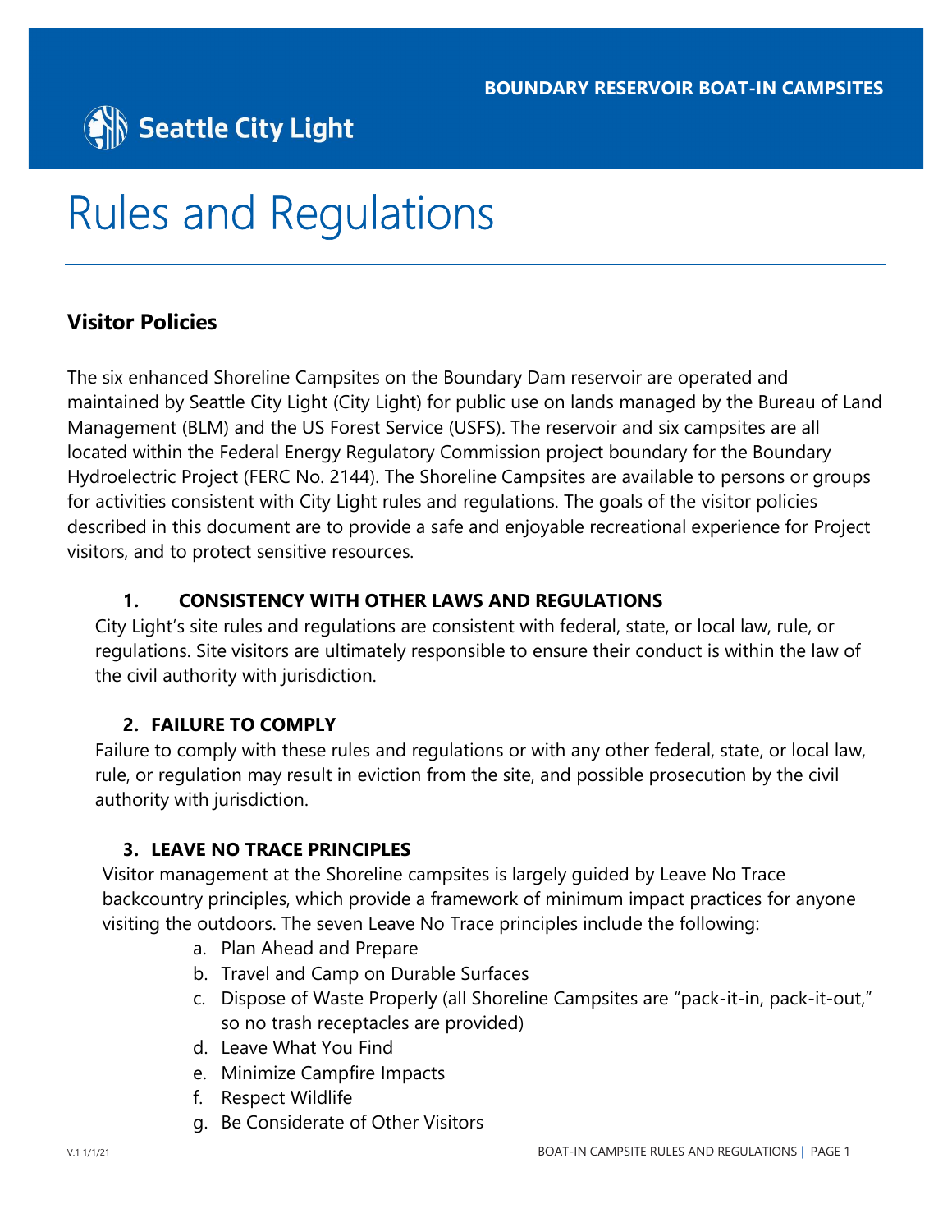BOUNDARY RESERVOIR BOAT-IN CAMPSITES

Seattle City Light

# Rules and Regulations

## Visitor Policies

The six enhanced Shoreline Campsites on the Boundary Dam reservoir are operated and maintained by Seattle City Light (City Light) for public use on lands managed by the Bureau of Land Management (BLM) and the US Forest Service (USFS). The reservoir and six campsites are all located within the Federal Energy Regulatory Commission project boundary for the Boundary Hydroelectric Project (FERC No. 2144). The Shoreline Campsites are available to persons or groups for activities consistent with City Light rules and regulations. The goals of the visitor policies described in this document are to provide a safe and enjoyable recreational experience for Project visitors, and to protect sensitive resources.

### 1. CONSISTENCY WITH OTHER LAWS AND REGULATIONS

City Light's site rules and regulations are consistent with federal, state, or local law, rule, or regulations. Site visitors are ultimately responsible to ensure their conduct is within the law of the civil authority with jurisdiction.

### 2. FAILURE TO COMPLY

Failure to comply with these rules and regulations or with any other federal, state, or local law, rule, or regulation may result in eviction from the site, and possible prosecution by the civil authority with jurisdiction.

### 3. LEAVE NO TRACE PRINCIPLES

Visitor management at the Shoreline campsites is largely guided by Leave No Trace backcountry principles, which provide a framework of minimum impact practices for anyone visiting the outdoors. The seven Leave No Trace principles include the following:

a. Plan Ahead and Prepare
b. Travel and Camp on Durable Surfaces
c. Dispose of Waste Properly (all Shoreline Campsites are "pack-it-in, pack-it-out," so no trash receptacles are provided)
d. Leave What You Find
e. Minimize Campfire Impacts
f. Respect Wildlife
g. Be Considerate of Other Visitors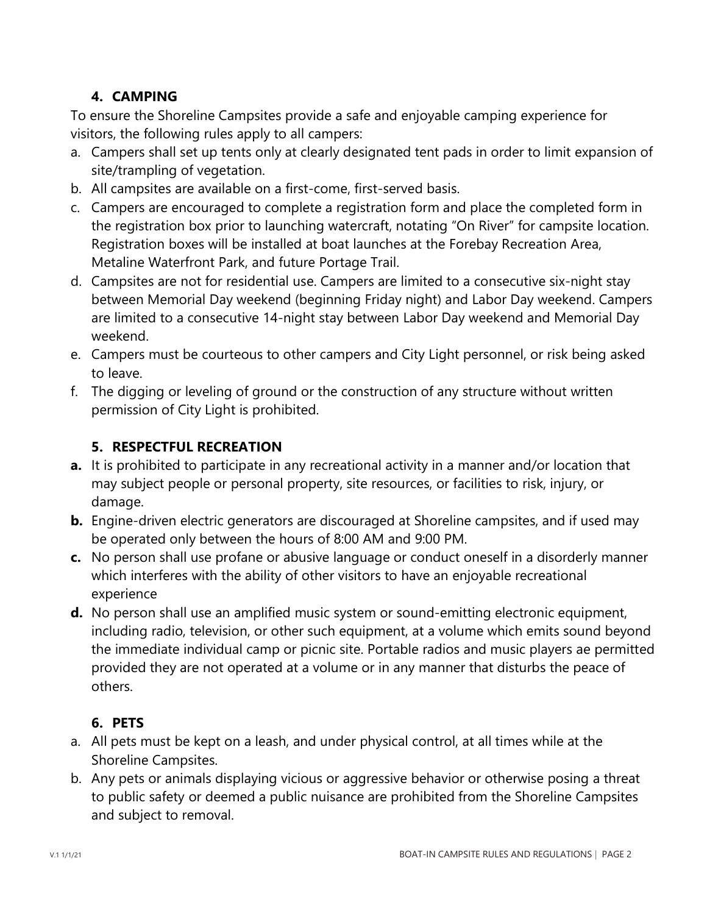## 4. CAMPING

To ensure the Shoreline Campsites provide a safe and enjoyable camping experience for visitors, the following rules apply to all campers:

a. Campers shall set up tents only at clearly designated tent pads in order to limit expansion of site/trampling of vegetation.
b. All campsites are available on a first-come, first-served basis.
c. Campers are encouraged to complete a registration form and place the completed form in the registration box prior to launching watercraft, notating "On River" for campsite location. Registration boxes will be installed at boat launches at the Forebay Recreation Area, Metaline Waterfront Park, and future Portage Trail.
d. Campsites are not for residential use. Campers are limited to a consecutive six-night stay between Memorial Day weekend (beginning Friday night) and Labor Day weekend. Campers are limited to a consecutive 14-night stay between Labor Day weekend and Memorial Day weekend.
e. Campers must be courteous to other campers and City Light personnel, or risk being asked to leave.
f. The digging or leveling of ground or the construction of any structure without written permission of City Light is prohibited.

## 5. RESPECTFUL RECREATION

**a.** It is prohibited to participate in any recreational activity in a manner and/or location that may subject people or personal property, site resources, or facilities to risk, injury, or damage.

**b.** Engine-driven electric generators are discouraged at Shoreline campsites, and if used may be operated only between the hours of 8:00 AM and 9:00 PM.

**c.** No person shall use profane or abusive language or conduct oneself in a disorderly manner which interferes with the ability of other visitors to have an enjoyable recreational experience

**d.** No person shall use an amplified music system or sound-emitting electronic equipment, including radio, television, or other such equipment, at a volume which emits sound beyond the immediate individual camp or picnic site. Portable radios and music players ae permitted provided they are not operated at a volume or in any manner that disturbs the peace of others.

## 6. PETS

a. All pets must be kept on a leash, and under physical control, at all times while at the Shoreline Campsites.
b. Any pets or animals displaying vicious or aggressive behavior or otherwise posing a threat to public safety or deemed a public nuisance are prohibited from the Shoreline Campsites and subject to removal.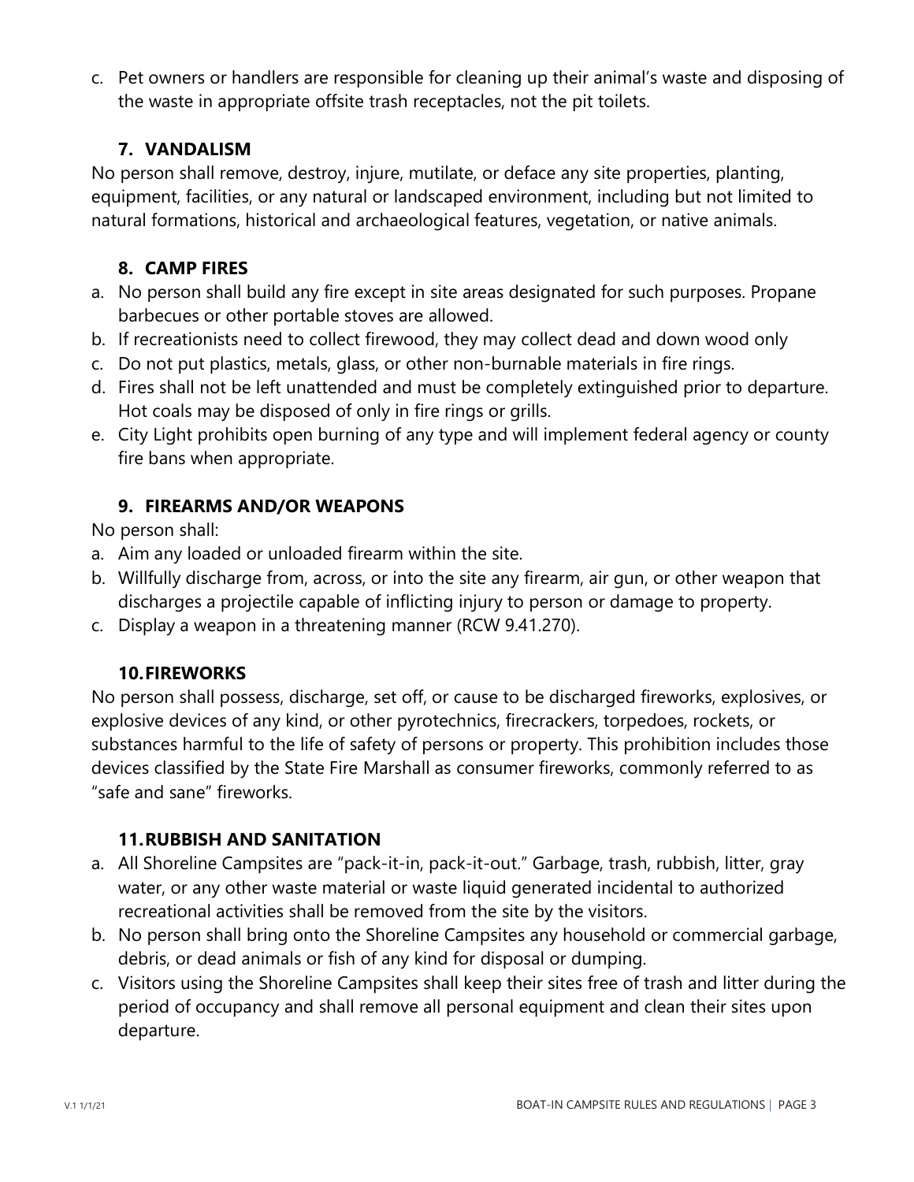c. Pet owners or handlers are responsible for cleaning up their animal's waste and disposing of the waste in appropriate offsite trash receptacles, not the pit toilets.

### 7. VANDALISM

No person shall remove, destroy, injure, mutilate, or deface any site properties, planting, equipment, facilities, or any natural or landscaped environment, including but not limited to natural formations, historical and archaeological features, vegetation, or native animals.

### 8. CAMP FIRES

a. No person shall build any fire except in site areas designated for such purposes. Propane barbecues or other portable stoves are allowed.
b. If recreationists need to collect firewood, they may collect dead and down wood only
c. Do not put plastics, metals, glass, or other non-burnable materials in fire rings.
d. Fires shall not be left unattended and must be completely extinguished prior to departure. Hot coals may be disposed of only in fire rings or grills.
e. City Light prohibits open burning of any type and will implement federal agency or county fire bans when appropriate.

### 9. FIREARMS AND/OR WEAPONS

No person shall:

a. Aim any loaded or unloaded firearm within the site.
b. Willfully discharge from, across, or into the site any firearm, air gun, or other weapon that discharges a projectile capable of inflicting injury to person or damage to property.
c. Display a weapon in a threatening manner (RCW 9.41.270).

### 10. FIREWORKS

No person shall possess, discharge, set off, or cause to be discharged fireworks, explosives, or explosive devices of any kind, or other pyrotechnics, firecrackers, torpedoes, rockets, or substances harmful to the life of safety of persons or property. This prohibition includes those devices classified by the State Fire Marshall as consumer fireworks, commonly referred to as "safe and sane" fireworks.

### 11. RUBBISH AND SANITATION

a. All Shoreline Campsites are "pack-it-in, pack-it-out." Garbage, trash, rubbish, litter, gray water, or any other waste material or waste liquid generated incidental to authorized recreational activities shall be removed from the site by the visitors.
b. No person shall bring onto the Shoreline Campsites any household or commercial garbage, debris, or dead animals or fish of any kind for disposal or dumping.
c. Visitors using the Shoreline Campsites shall keep their sites free of trash and litter during the period of occupancy and shall remove all personal equipment and clean their sites upon departure.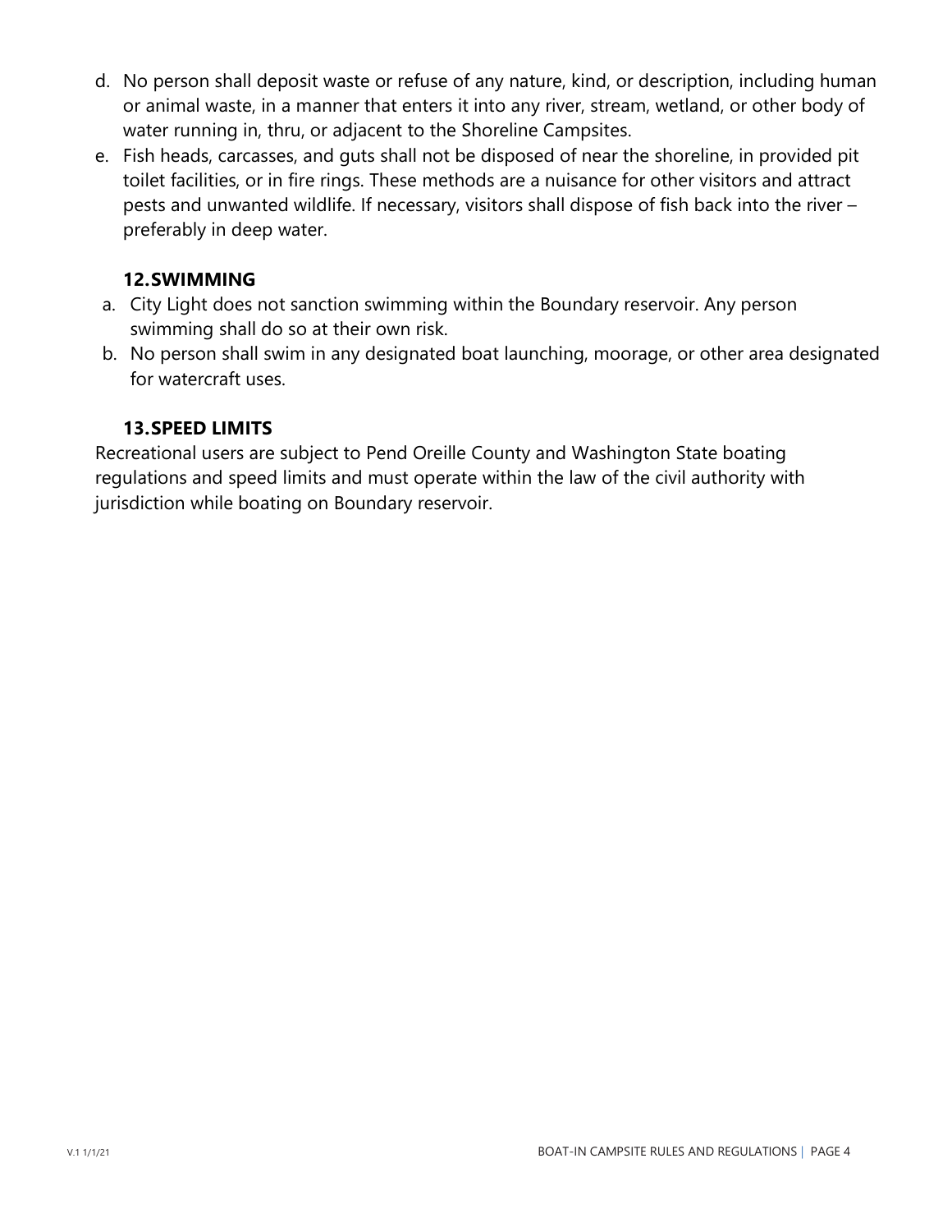d. No person shall deposit waste or refuse of any nature, kind, or description, including human or animal waste, in a manner that enters it into any river, stream, wetland, or other body of water running in, thru, or adjacent to the Shoreline Campsites.

e. Fish heads, carcasses, and guts shall not be disposed of near the shoreline, in provided pit toilet facilities, or in fire rings. These methods are a nuisance for other visitors and attract pests and unwanted wildlife. If necessary, visitors shall dispose of fish back into the river – preferably in deep water.

### 12. SWIMMING

a. City Light does not sanction swimming within the Boundary reservoir. Any person swimming shall do so at their own risk.

b. No person shall swim in any designated boat launching, moorage, or other area designated for watercraft uses.

### 13. SPEED LIMITS

Recreational users are subject to Pend Oreille County and Washington State boating regulations and speed limits and must operate within the law of the civil authority with jurisdiction while boating on Boundary reservoir.